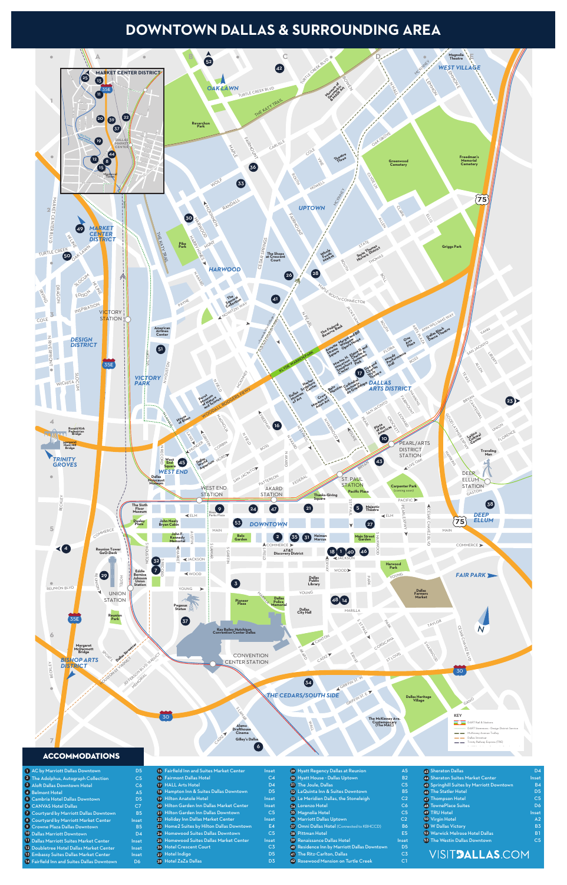# DOWNTOWN DALLAS & SURROUNDING AREA

## ACCOMMODATIONS

| # | Hotel | Grid |
|---|---|---|
| 1 | AC by Marriott Dallas Downtown | D5 |
| 2 | The Adolphus, Autograph Collection | C5 |
| 3 | Aloft Dallas Downtown Hotel | C6 |
| 4 | Belmont Hotel | A5 |
| 5 | Cambria Hotel Dallas Downtown | C5 |
| 6 | CANVAS Hotel Dallas | C7 |
| 7 | Courtyard by Marriott Dallas Downtown | B5 |
| 8 | Courtyard by Marriott Market Center | Inset |
| 9 | Crowne Plaza Dallas Downtown | B5 |
| 10 | Dallas Marriott Downtown | D4 |
| 11 | Dallas Marriott Suites Market Center | Inset |
| 12 | Doubletree Hotel Dallas Market Center | Inset |
| 13 | Embassy Suites Dallas Market Center | Inset |
| 14 | Fairfield Inn and Suites Dallas Downtown | D6 |
| 15 | Fairfield Inn and Suites Market Center | Inset |
| 16 | Fairmont Dallas Hotel | C4 |
| 17 | HALL Arts Hotel | D4 |
| 18 | Hampton Inn & Suites Dallas Downtown | D5 |
| 19 | Hilton Anatole Hotel | Inset |
| 20 | Hilton Garden Inn Dallas Market Center | Inset |
| 21 | Hilton Garden Inn Dallas Downtown | C5 |
| 22 | Holiday Inn Dallas Market Center | Inset |
| 23 | Home2 Suites by Hilton Dallas Downtown | E4 |
| 24 | Homewood Suites Dallas Downtown | C5 |
| 25 | Homewood Suites Dallas Market Center | Inset |
| 26 | Hotel Crescent Court | C3 |
| 27 | Hotel Indigo | D5 |
| 28 | Hotel ZaZa Dallas | D3 |
| 29 | Hyatt Regency Dallas at Reunion | A5 |
| 30 | Hyatt House - Dallas Uptown | B2 |
| 31 | The Joule, Dallas | C5 |
| 32 | LaQuinta Inn & Suites Dallas Downtown | B5 |
| 33 | Le Meridien Dallas, the Stoneleigh | C2 |
| 34 | Lorenzo Hotel | C6 |
| 35 | Magnolia Hotel | C5 |
| 36 | Marriott Dallas Uptown | C2 |
| 37 | Omni Dallas Hotel (Connected to KBHCCD) | B6 |
| 38 | Pittman Hotel | E5 |
| 39 | Renaissance Dallas Hotel | Inset |
| 40 | Residence Inn by Marriott Dallas Downtown | D5 |
| 41 | The Ritz-Carlton, Dallas | C3 |
| 42 | Rosewood Mansion on Turtle Creek | C1 |
| 43 | Sheraton Dallas | D4 |
| 44 | Sheraton Suites Market Center | Inset |
| 45 | Springhill Suites by Marriott Downtown | B4 |
| 46 | The Statler Hotel | D5 |
| 47 | Thompson Hotel | C5 |
| 48 | TownePlace Suites | D6 |
| 49 | TRU Hotel | Inset |
| 50 | Virgin Hotel | A2 |
| 51 | W Dallas Victory | B3 |
| 52 | Warwick Melrose Hotel Dallas | B1 |
| 53 | The Westin Dallas Downtown | C5 |

VISITDALLAS.COM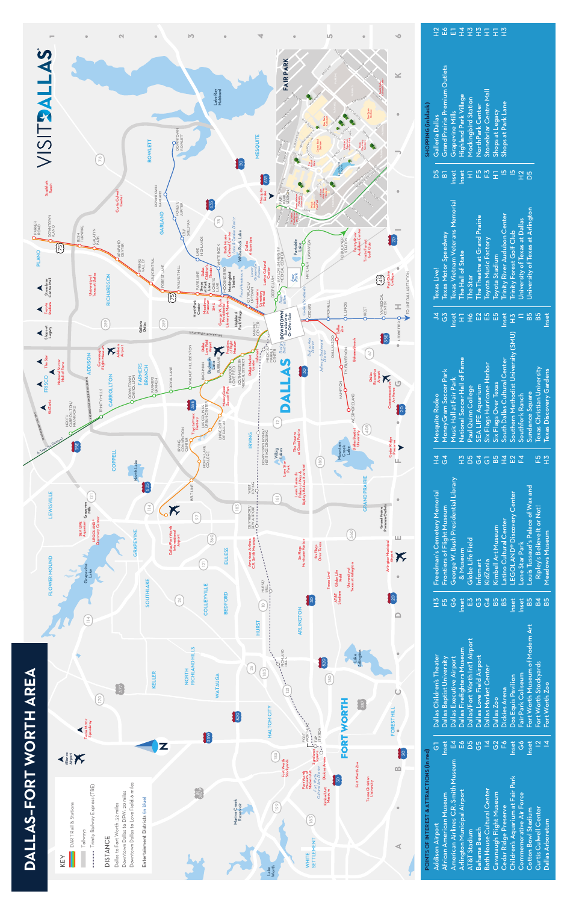# DALLAS-FORT WORTH AREA

VISIT DALLAS

**KEY**

- DART Rail & Stations
- Tollways
- Trinity Railway Express (TRE)

**DISTANCE**

- Downtown Dallas to Fort Worth: 32 miles
- Downtown Dallas to DFW: 20 miles
- Downtown Dallas to Love Field: 6 miles

Entertainment Districts (in blue)

## POINTS OF INTEREST & ATTRACTIONS (in red)

| | |
|---|---|
| Addison Airport | G1 |
| African American Museum | Inset |
| American Airlines C.R. Smith Museum | E4 |
| Arlington Municipal Airport | E6 |
| AT&T Stadium | D5 |
| Bahama Beach | G5 |
| Bath House Cultural Center | I4 |
| Cavanaugh Flight Museum | G2 |
| Cedar Ridge Preserve | F6 |
| Children's Aquarium at Fair Park | Inset |
| Commemorative Air Force | G6 |
| Cotton Bowl Stadium | Inset |
| Curtis Culwell Center | I2 |
| Dallas Arboretum | I4 |
| Dallas Children's Theater | H3 |
| Dallas Baptist University | F5 |
| Dallas Executive Airport | G6 |
| Dallas Firefighters Museum | Inset |
| Dallas/Fort Worth Int'l Airport | E3 |
| Dallas Love Field Airport | G3 |
| Dallas Market Center | G4 |
| Dallas Zoo | G5 |
| Dickies Arena | B5 |
| Dos Equis Pavilion | Inset |
| Fair Park Coliseum | Inset |
| Fort Worth Museum of Modern Art | B5 |
| Fort Worth Stockyards | B4 |
| Fort Worth Zoo | B5 |
| Freedman's Cemetery Memorial | H4 |
| Frontiers of Flight Museum | G4 |
| George W. Bush Presidential Library & Museum | H3 |
| Globe Life Field | D5 |
| Infomart | G4 |
| KidZania | G1 |
| Kimbell Art Museum | B5 |
| Latino Cultural Center | H4 |
| LEGOLAND® Discovery Center | E2 |
| Lone Star Park | F4 |
| Louis Tussaud's Palace of Wax and Ripley's Believe It or Not! | F5 |
| Meadows Museum | H3 |
| Mesquite Rodeo | J4 |
| MoneyGram Soccer Park | G3 |
| Music Hall at Fair Park | Inset |
| National Soccer Hall of Fame | H1 |
| Paul Quinn College | H6 |
| SEA LIFE Aquarium | E2 |
| Six Flags Hurricane Harbor | E5 |
| Six Flags Over Texas | E5 |
| South Dallas Cultural Center | Inset |
| Southern Methodist University (SMU) | H3 |
| Southfork Ranch | I1 |
| Sundance Square | B5 |
| Texas Christian University | B5 |
| Texas Discovery Gardens | Inset |
| Texas Live! | D5 |
| Texas Motor Speedway | B1 |
| Texas Vietnam Veterans Memorial | Inset |
| The Hall of State | Inset |
| The Theatre at Grand Prairie | F5 |
| Toyota Music Factory | F3 |
| Toyota Stadium | H1 |
| Trinity River Audubon Center | I5 |
| Trinity Forest Golf Club | I5 |
| University of Texas at Dallas | H2 |
| University of Texas at Arlington | D5 |

## SHOPPING (in black)

| | |
|---|---|
| Galleria Dallas | H2 |
| Grand Prairie Premium Outlets | E6 |
| Grapevine Mills | E1 |
| Highland Park Village | H4 |
| Mockingbird Station | H3 |
| NorthPark Center | H3 |
| Stonebriar Centre Mall | H1 |
| Shops at Legacy | H1 |
| Shops at Park Lane | H3 |

FAIR PARK

DALLAS

FORT WORTH